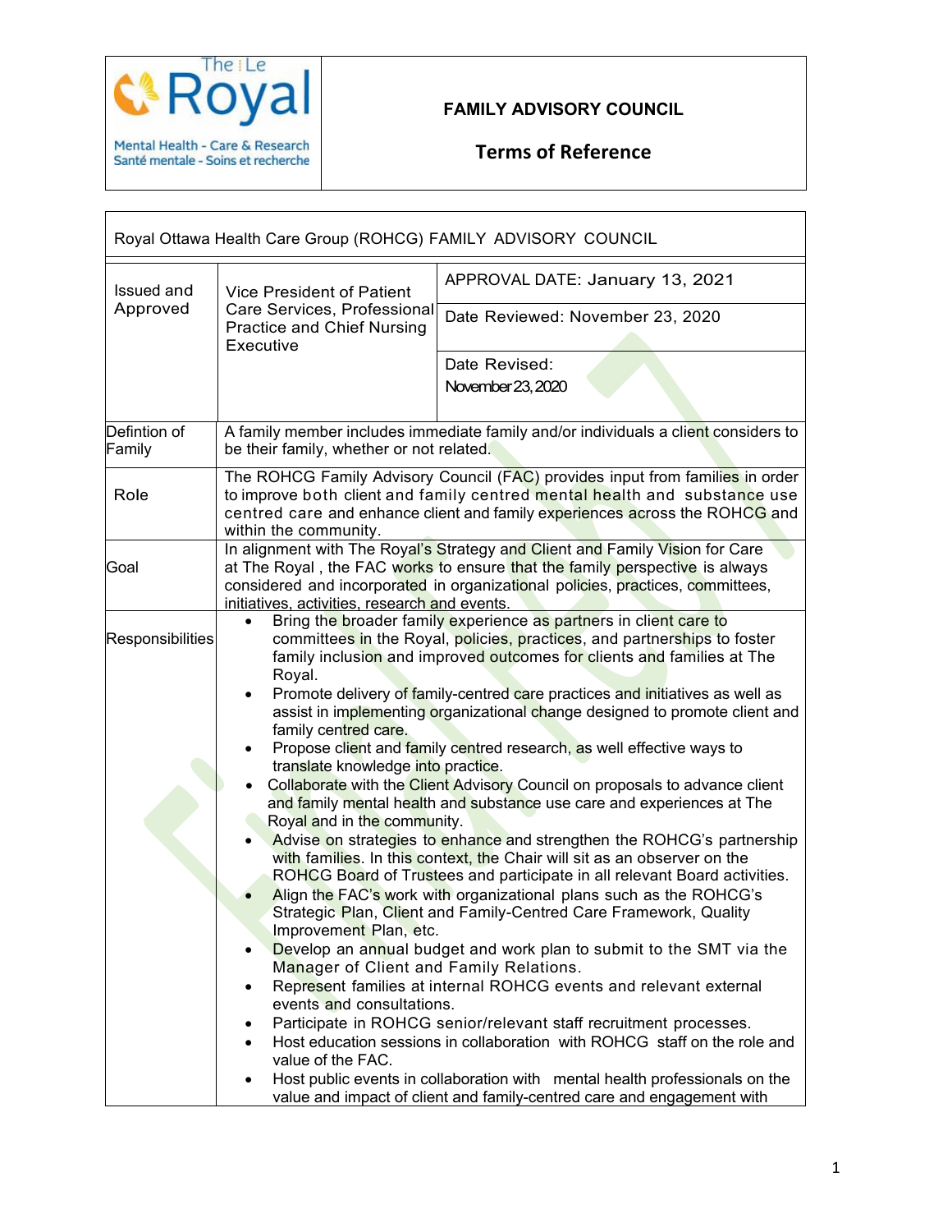The | Le Royal
Mental Health - Care & Research
Santé mentale - Soins et recherche

# FAMILY ADVISORY COUNCIL

## Terms of Reference

| Royal Ottawa Health Care Group (ROHCG) FAMILY ADVISORY COUNCIL | | |
|---|---|---|
| Issued and Approved | Vice President of Patient Care Services, Professional Practice and Chief Nursing Executive | APPROVAL DATE: January 13, 2021<br>Date Reviewed: November 23, 2020<br>Date Revised: November 23, 2020 |
| Defintion of Family | A family member includes immediate family and/or individuals a client considers to be their family, whether or not related. | |
| Role | The ROHCG Family Advisory Council (FAC) provides input from families in order to improve both client and family centred mental health and substance use centred care and enhance client and family experiences across the ROHCG and within the community. | |
| Goal | In alignment with The Royal's Strategy and Client and Family Vision for Care at The Royal , the FAC works to ensure that the family perspective is always considered and incorporated in organizational policies, practices, committees, initiatives, activities, research and events. | |
| Responsibilities | • Bring the broader family experience as partners in client care to committees in the Royal, policies, practices, and partnerships to foster family inclusion and improved outcomes for clients and families at The Royal.<br>• Promote delivery of family-centred care practices and initiatives as well as assist in implementing organizational change designed to promote client and family centred care.<br>• Propose client and family centred research, as well effective ways to translate knowledge into practice.<br>• Collaborate with the Client Advisory Council on proposals to advance client and family mental health and substance use care and experiences at The Royal and in the community.<br>• Advise on strategies to enhance and strengthen the ROHCG's partnership with families. In this context, the Chair will sit as an observer on the ROHCG Board of Trustees and participate in all relevant Board activities.<br>• Align the FAC's work with organizational plans such as the ROHCG's Strategic Plan, Client and Family-Centred Care Framework, Quality Improvement Plan, etc.<br>• Develop an annual budget and work plan to submit to the SMT via the Manager of Client and Family Relations.<br>• Represent families at internal ROHCG events and relevant external events and consultations.<br>• Participate in ROHCG senior/relevant staff recruitment processes.<br>• Host education sessions in collaboration with ROHCG staff on the role and value of the FAC.<br>• Host public events in collaboration with mental health professionals on the value and impact of client and family-centred care and engagement with | |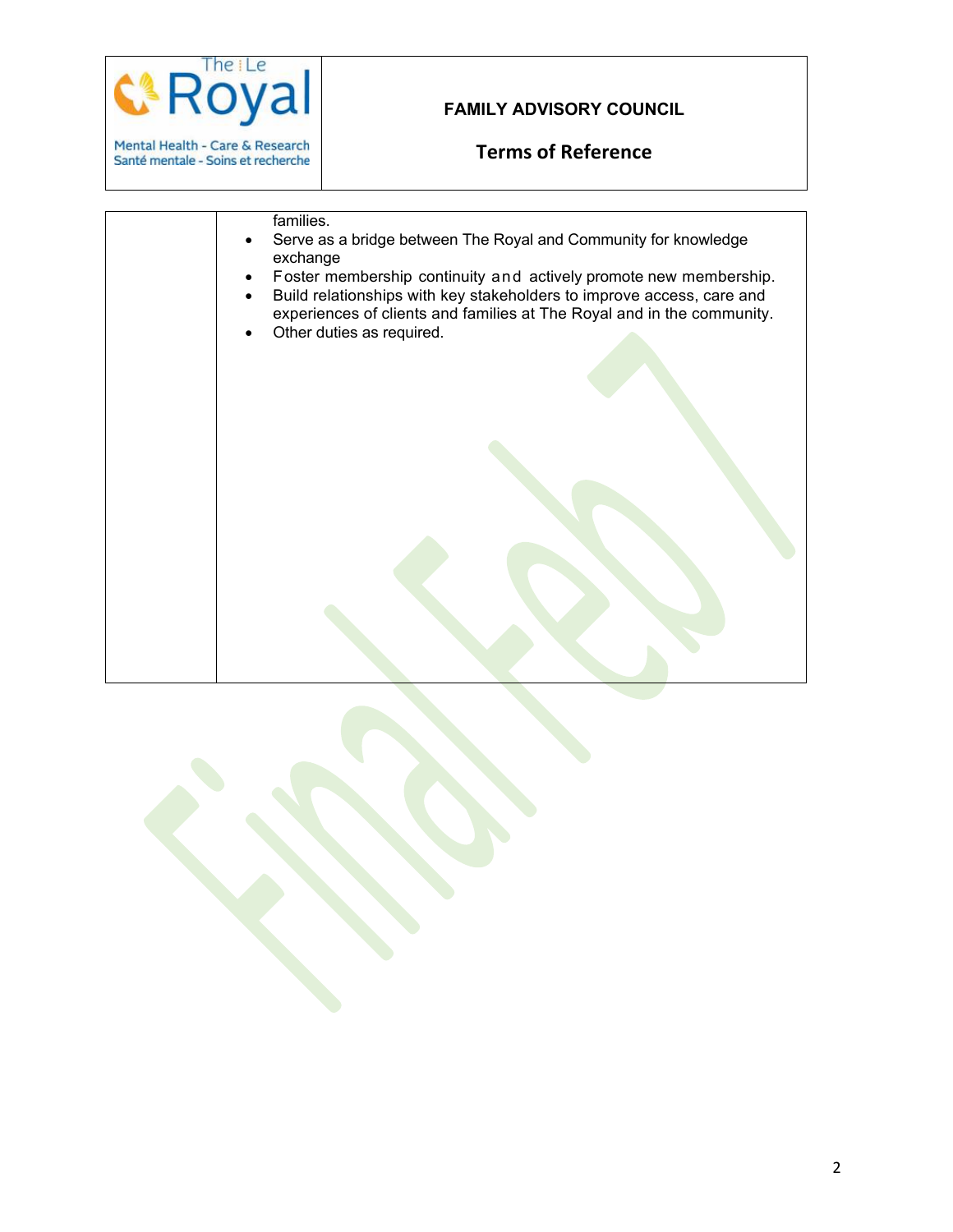| | |
|---|---|
| | families.<br>• Serve as a bridge between The Royal and Community for knowledge exchange<br>• Foster membership continuity and actively promote new membership.<br>• Build relationships with key stakeholders to improve access, care and experiences of clients and families at The Royal and in the community.<br>• Other duties as required. |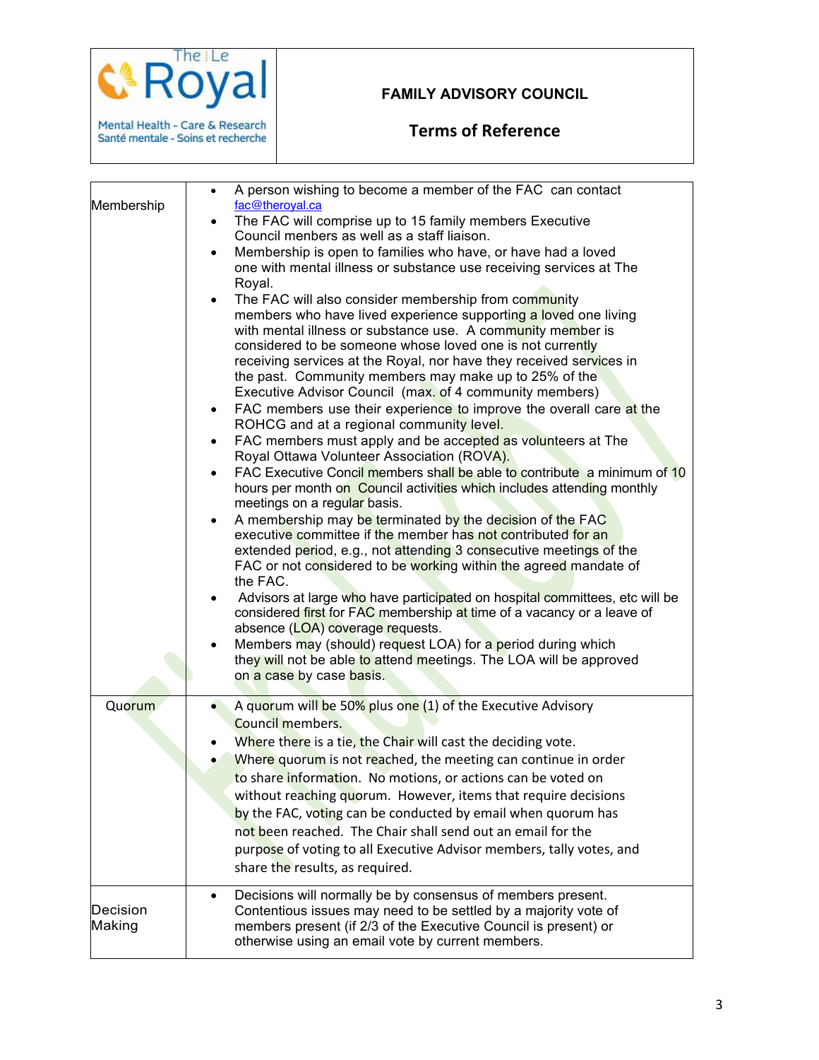| | |
|---|---|
| **The Royal** Mental Health - Care & Research / Santé mentale - Soins et recherche | **FAMILY ADVISORY COUNCIL** **Terms of Reference** |

| | |
|---|---|
| Membership | • A person wishing to become a member of the FAC can contact fac@theroyal.ca<br>• The FAC will comprise up to 15 family members Executive Council menbers as well as a staff liaison.<br>• Membership is open to families who have, or have had a loved one with mental illness or substance use receiving services at The Royal.<br>• The FAC will also consider membership from community members who have lived experience supporting a loved one living with mental illness or substance use. A community member is considered to be someone whose loved one is not currently receiving services at the Royal, nor have they received services in the past. Community members may make up to 25% of the Executive Advisor Council (max. of 4 community members)<br>• FAC members use their experience to improve the overall care at the ROHCG and at a regional community level.<br>• FAC members must apply and be accepted as volunteers at The Royal Ottawa Volunteer Association (ROVA).<br>• FAC Executive Concil members shall be able to contribute a minimum of 10 hours per month on Council activities which includes attending monthly meetings on a regular basis.<br>• A membership may be terminated by the decision of the FAC executive committee if the member has not contributed for an extended period, e.g., not attending 3 consecutive meetings of the FAC or not considered to be working within the agreed mandate of the FAC.<br>• Advisors at large who have participated on hospital committees, etc will be considered first for FAC membership at time of a vacancy or a leave of absence (LOA) coverage requests.<br>• Members may (should) request LOA) for a period during which they will not be able to attend meetings. The LOA will be approved on a case by case basis. |
| Quorum | • A quorum will be 50% plus one (1) of the Executive Advisory Council members.<br>• Where there is a tie, the Chair will cast the deciding vote.<br>• Where quorum is not reached, the meeting can continue in order to share information. No motions, or actions can be voted on without reaching quorum. However, items that require decisions by the FAC, voting can be conducted by email when quorum has not been reached. The Chair shall send out an email for the purpose of voting to all Executive Advisor members, tally votes, and share the results, as required. |
| Decision Making | • Decisions will normally be by consensus of members present. Contentious issues may need to be settled by a majority vote of members present (if 2/3 of the Executive Council is present) or otherwise using an email vote by current members. |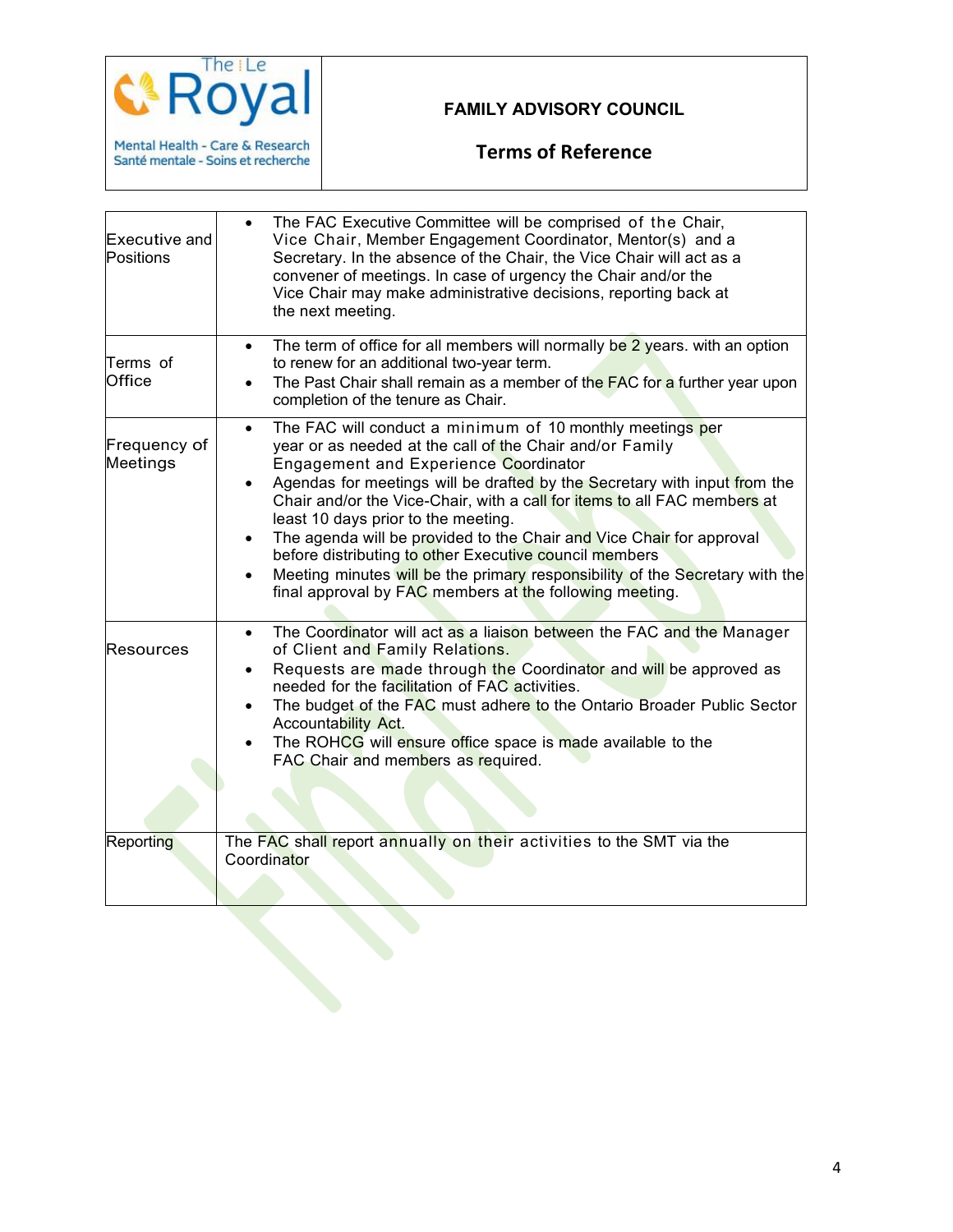**FAMILY ADVISORY COUNCIL**

**Terms of Reference**

| | |
|---|---|
| Executive and Positions | • The FAC Executive Committee will be comprised of the Chair, Vice Chair, Member Engagement Coordinator, Mentor(s) and a Secretary. In the absence of the Chair, the Vice Chair will act as a convener of meetings. In case of urgency the Chair and/or the Vice Chair may make administrative decisions, reporting back at the next meeting. |
| Terms of Office | • The term of office for all members will normally be 2 years. with an option to renew for an additional two-year term.<br>• The Past Chair shall remain as a member of the FAC for a further year upon completion of the tenure as Chair. |
| Frequency of Meetings | • The FAC will conduct a minimum of 10 monthly meetings per year or as needed at the call of the Chair and/or Family Engagement and Experience Coordinator<br>• Agendas for meetings will be drafted by the Secretary with input from the Chair and/or the Vice-Chair, with a call for items to all FAC members at least 10 days prior to the meeting.<br>• The agenda will be provided to the Chair and Vice Chair for approval before distributing to other Executive council members<br>• Meeting minutes will be the primary responsibility of the Secretary with the final approval by FAC members at the following meeting. |
| Resources | • The Coordinator will act as a liaison between the FAC and the Manager of Client and Family Relations.<br>• Requests are made through the Coordinator and will be approved as needed for the facilitation of FAC activities.<br>• The budget of the FAC must adhere to the Ontario Broader Public Sector Accountability Act.<br>• The ROHCG will ensure office space is made available to the FAC Chair and members as required. |
| Reporting | The FAC shall report annually on their activities to the SMT via the Coordinator |